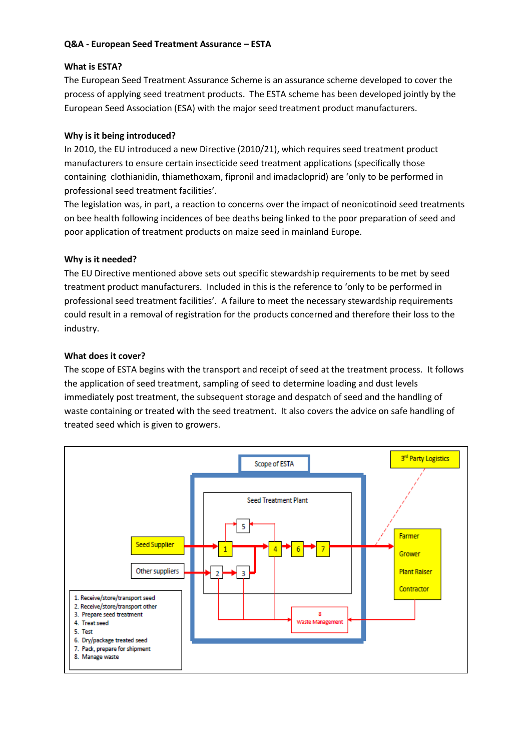**Q&A - European Seed Treatment Assurance – ESTA**

**What is ESTA?**

The European Seed Treatment Assurance Scheme is an assurance scheme developed to cover the process of applying seed treatment products. The ESTA scheme has been developed jointly by the European Seed Association (ESA) with the major seed treatment product manufacturers.

**Why is it being introduced?**

In 2010, the EU introduced a new Directive (2010/21), which requires seed treatment product manufacturers to ensure certain insecticide seed treatment applications (specifically those containing clothianidin, thiamethoxam, fipronil and imadacloprid) are 'only to be performed in professional seed treatment facilities'.

The legislation was, in part, a reaction to concerns over the impact of neonicotinoid seed treatments on bee health following incidences of bee deaths being linked to the poor preparation of seed and poor application of treatment products on maize seed in mainland Europe.

**Why is it needed?**

The EU Directive mentioned above sets out specific stewardship requirements to be met by seed treatment product manufacturers. Included in this is the reference to 'only to be performed in professional seed treatment facilities'. A failure to meet the necessary stewardship requirements could result in a removal of registration for the products concerned and therefore their loss to the industry.

**What does it cover?**

The scope of ESTA begins with the transport and receipt of seed at the treatment process. It follows the application of seed treatment, sampling of seed to determine loading and dust levels immediately post treatment, the subsequent storage and despatch of seed and the handling of waste containing or treated with the seed treatment. It also covers the advice on safe handling of treated seed which is given to growers.

Scope of ESTA

Seed Treatment Plant

3rd Party Logistics

Seed Supplier

Other suppliers

Farmer

Grower

Plant Raiser

Contractor

8 Waste Management

1. Receive/store/transport seed
2. Receive/store/transport other
3. Prepare seed treatment
4. Treat seed
5. Test
6. Dry/package treated seed
7. Pack, prepare for shipment
8. Manage waste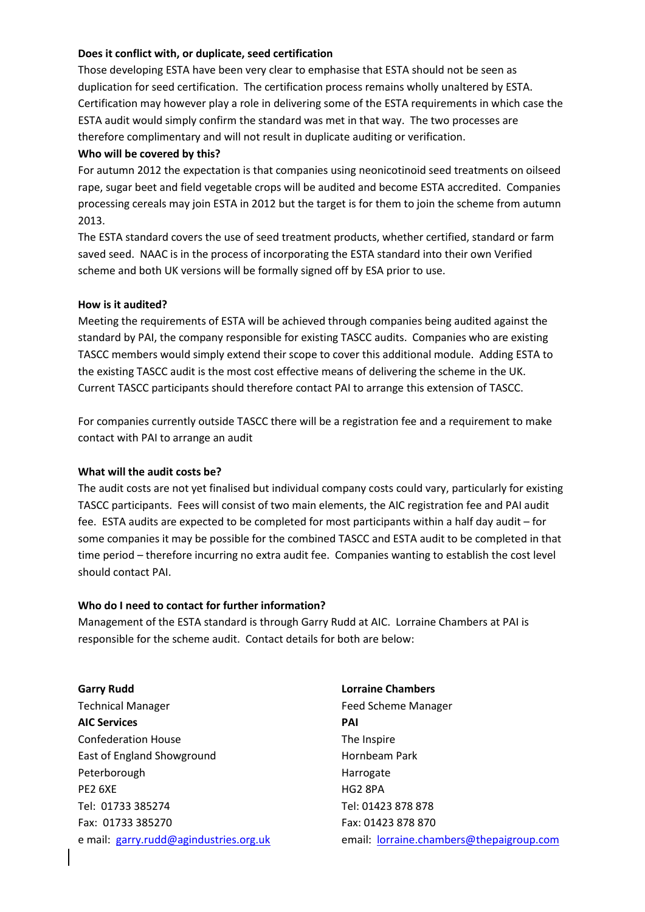**Does it conflict with, or duplicate, seed certification**

Those developing ESTA have been very clear to emphasise that ESTA should not be seen as duplication for seed certification. The certification process remains wholly unaltered by ESTA. Certification may however play a role in delivering some of the ESTA requirements in which case the ESTA audit would simply confirm the standard was met in that way. The two processes are therefore complimentary and will not result in duplicate auditing or verification.

**Who will be covered by this?**

For autumn 2012 the expectation is that companies using neonicotinoid seed treatments on oilseed rape, sugar beet and field vegetable crops will be audited and become ESTA accredited. Companies processing cereals may join ESTA in 2012 but the target is for them to join the scheme from autumn 2013.

The ESTA standard covers the use of seed treatment products, whether certified, standard or farm saved seed. NAAC is in the process of incorporating the ESTA standard into their own Verified scheme and both UK versions will be formally signed off by ESA prior to use.

**How is it audited?**

Meeting the requirements of ESTA will be achieved through companies being audited against the standard by PAI, the company responsible for existing TASCC audits. Companies who are existing TASCC members would simply extend their scope to cover this additional module. Adding ESTA to the existing TASCC audit is the most cost effective means of delivering the scheme in the UK. Current TASCC participants should therefore contact PAI to arrange this extension of TASCC.

For companies currently outside TASCC there will be a registration fee and a requirement to make contact with PAI to arrange an audit

**What will the audit costs be?**

The audit costs are not yet finalised but individual company costs could vary, particularly for existing TASCC participants. Fees will consist of two main elements, the AIC registration fee and PAI audit fee. ESTA audits are expected to be completed for most participants within a half day audit – for some companies it may be possible for the combined TASCC and ESTA audit to be completed in that time period – therefore incurring no extra audit fee. Companies wanting to establish the cost level should contact PAI.

**Who do I need to contact for further information?**

Management of the ESTA standard is through Garry Rudd at AIC. Lorraine Chambers at PAI is responsible for the scheme audit. Contact details for both are below:

**Garry Rudd**
Technical Manager
**AIC Services**
Confederation House
East of England Showground
Peterborough
PE2 6XE
Tel: 01733 385274
Fax: 01733 385270
e mail: garry.rudd@agindustries.org.uk

**Lorraine Chambers**
Feed Scheme Manager
**PAI**
The Inspire
Hornbeam Park
Harrogate
HG2 8PA
Tel: 01423 878 878
Fax: 01423 878 870
email: lorraine.chambers@thepaigroup.com